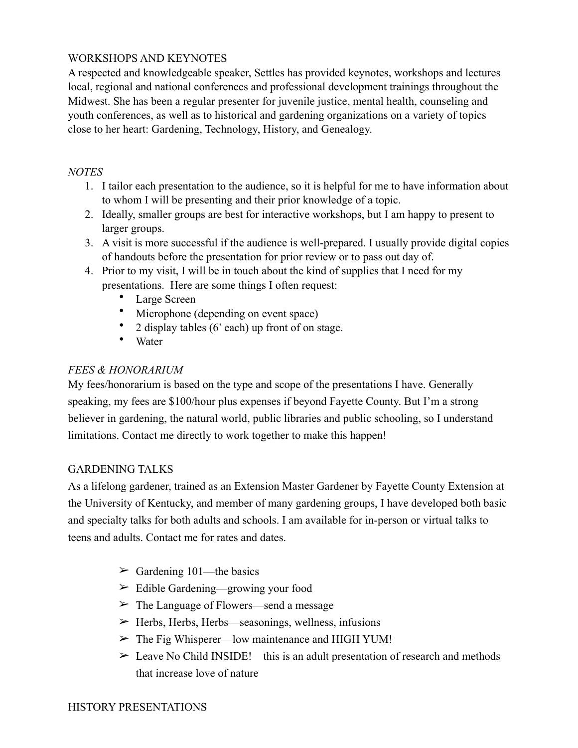## WORKSHOPS AND KEYNOTES

A respected and knowledgeable speaker, Settles has provided keynotes, workshops and lectures local, regional and national conferences and professional development trainings throughout the Midwest. She has been a regular presenter for juvenile justice, mental health, counseling and youth conferences, as well as to historical and gardening organizations on a variety of topics close to her heart: Gardening, Technology, History, and Genealogy.

### *NOTES*

1. I tailor each presentation to the audience, so it is helpful for me to have information about to whom I will be presenting and their prior knowledge of a topic.
2. Ideally, smaller groups are best for interactive workshops, but I am happy to present to larger groups.
3. A visit is more successful if the audience is well-prepared. I usually provide digital copies of handouts before the presentation for prior review or to pass out day of.
4. Prior to my visit, I will be in touch about the kind of supplies that I need for my presentations. Here are some things I often request:
   - Large Screen
   - Microphone (depending on event space)
   - 2 display tables (6' each) up front of on stage.
   - Water

### *FEES & HONORARIUM*

My fees/honorarium is based on the type and scope of the presentations I have. Generally speaking, my fees are $100/hour plus expenses if beyond Fayette County. But I'm a strong believer in gardening, the natural world, public libraries and public schooling, so I understand limitations. Contact me directly to work together to make this happen!

## GARDENING TALKS

As a lifelong gardener, trained as an Extension Master Gardener by Fayette County Extension at the University of Kentucky, and member of many gardening groups, I have developed both basic and specialty talks for both adults and schools. I am available for in-person or virtual talks to teens and adults. Contact me for rates and dates.

- Gardening 101—the basics
- Edible Gardening—growing your food
- The Language of Flowers—send a message
- Herbs, Herbs, Herbs—seasonings, wellness, infusions
- The Fig Whisperer—low maintenance and HIGH YUM!
- Leave No Child INSIDE!—this is an adult presentation of research and methods that increase love of nature

## HISTORY PRESENTATIONS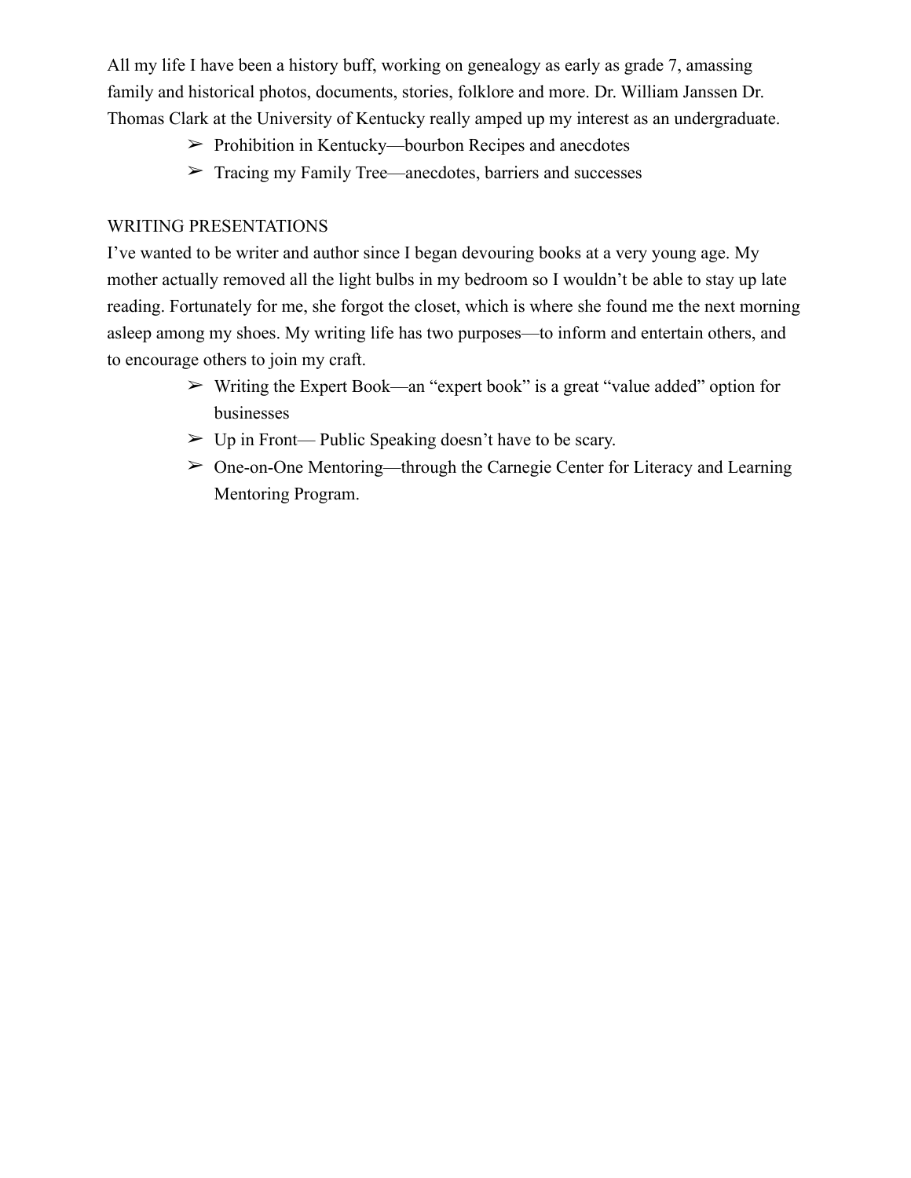All my life I have been a history buff, working on genealogy as early as grade 7, amassing family and historical photos, documents, stories, folklore and more. Dr. William Janssen Dr. Thomas Clark at the University of Kentucky really amped up my interest as an undergraduate.

- Prohibition in Kentucky—bourbon Recipes and anecdotes
- Tracing my Family Tree—anecdotes, barriers and successes

WRITING PRESENTATIONS

I've wanted to be writer and author since I began devouring books at a very young age. My mother actually removed all the light bulbs in my bedroom so I wouldn't be able to stay up late reading. Fortunately for me, she forgot the closet, which is where she found me the next morning asleep among my shoes. My writing life has two purposes—to inform and entertain others, and to encourage others to join my craft.

- Writing the Expert Book—an "expert book" is a great "value added" option for businesses
- Up in Front— Public Speaking doesn't have to be scary.
- One-on-One Mentoring—through the Carnegie Center for Literacy and Learning Mentoring Program.